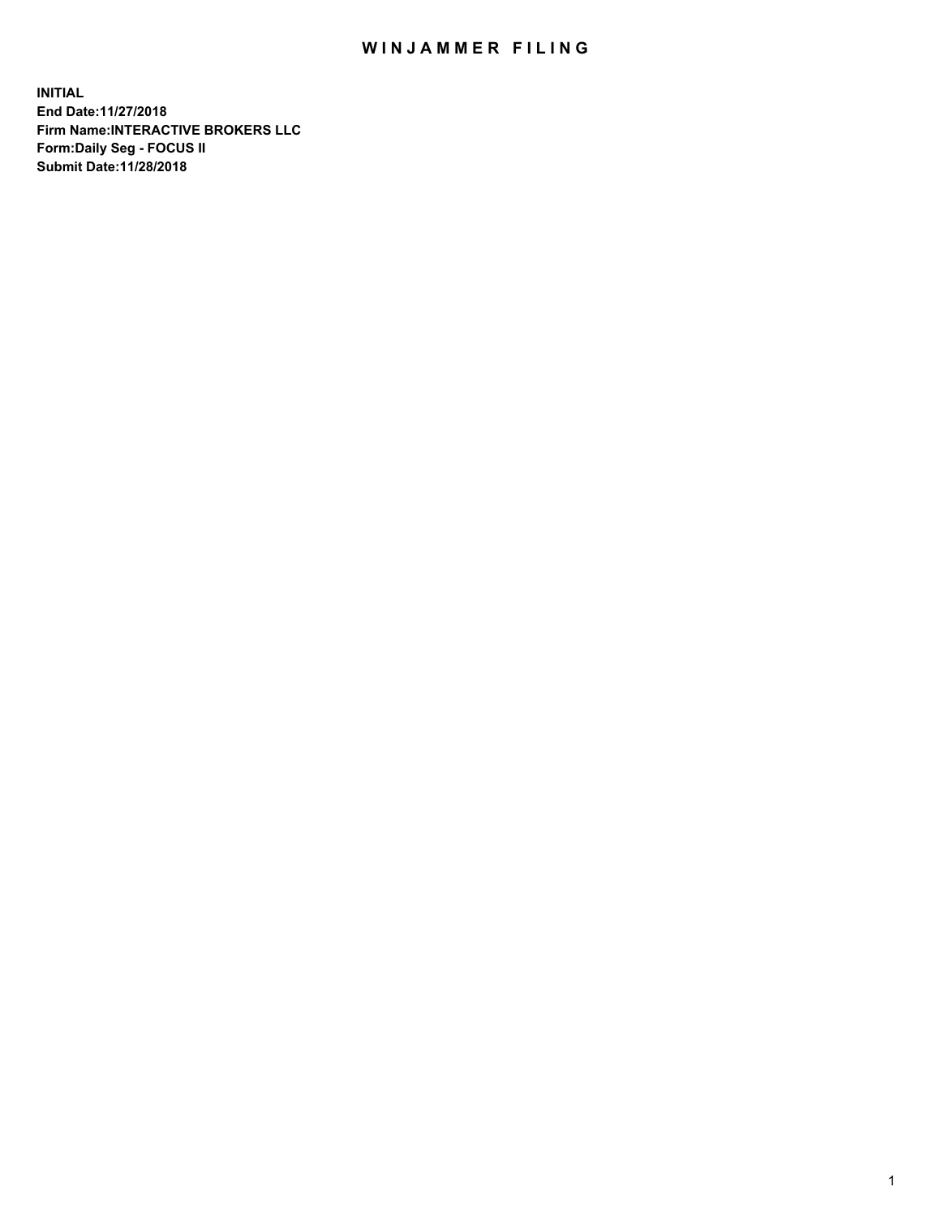# WINJAMMER FILING

**INITIAL**
**End Date:11/27/2018**
**Firm Name:INTERACTIVE BROKERS LLC**
**Form:Daily Seg - FOCUS II**
**Submit Date:11/28/2018**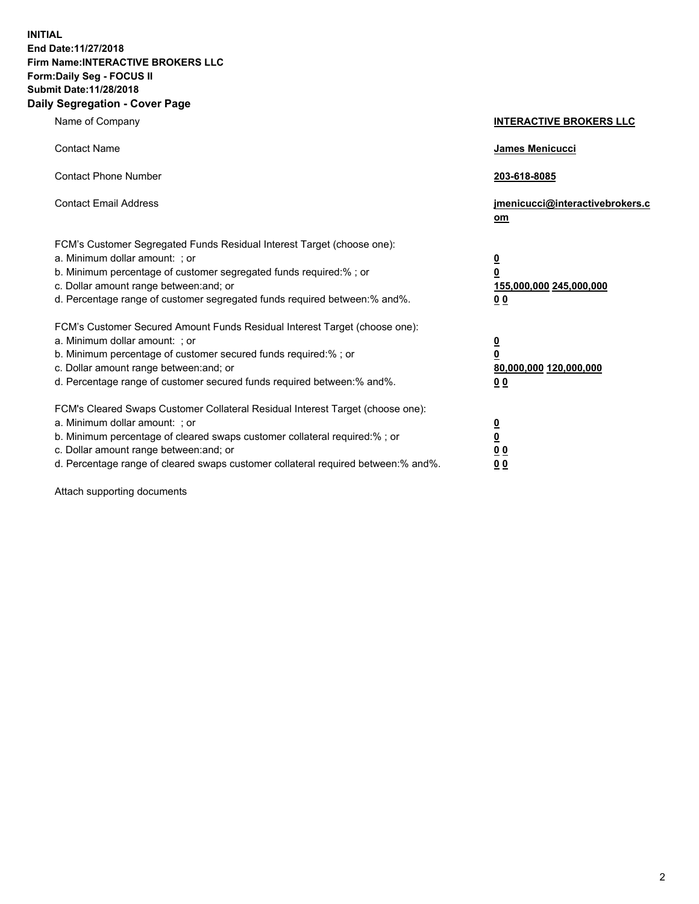**INITIAL**
**End Date:11/27/2018**
**Firm Name:INTERACTIVE BROKERS LLC**
**Form:Daily Seg - FOCUS II**
**Submit Date:11/28/2018**
**Daily Segregation - Cover Page**

| | |
|---|---|
| Name of Company | **INTERACTIVE BROKERS LLC** |
| Contact Name | **James Menicucci** |
| Contact Phone Number | **203-618-8085** |
| Contact Email Address | **jmenicucci@interactivebrokers.com** |

FCM's Customer Segregated Funds Residual Interest Target (choose one):

| | |
|---|---|
| a. Minimum dollar amount: ; or | **0** |
| b. Minimum percentage of customer segregated funds required:% ; or | **0** |
| c. Dollar amount range between:and; or | **155,000,000** **245,000,000** |
| d. Percentage range of customer segregated funds required between:% and%. | **0** **0** |

FCM's Customer Secured Amount Funds Residual Interest Target (choose one):

| | |
|---|---|
| a. Minimum dollar amount: ; or | **0** |
| b. Minimum percentage of customer secured funds required:% ; or | **0** |
| c. Dollar amount range between:and; or | **80,000,000** **120,000,000** |
| d. Percentage range of customer secured funds required between:% and%. | **0** **0** |

FCM's Cleared Swaps Customer Collateral Residual Interest Target (choose one):

| | |
|---|---|
| a. Minimum dollar amount: ; or | **0** |
| b. Minimum percentage of cleared swaps customer collateral required:% ; or | **0** |
| c. Dollar amount range between:and; or | **0** **0** |
| d. Percentage range of cleared swaps customer collateral required between:% and%. | **0** **0** |

Attach supporting documents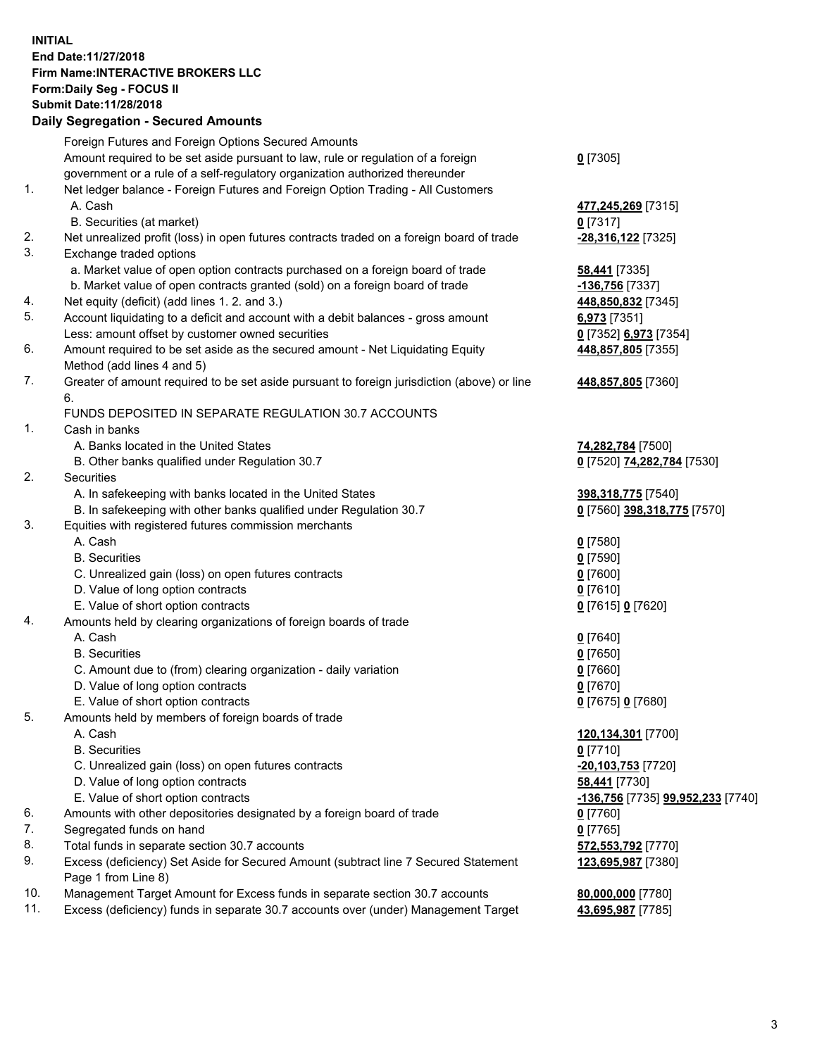**INITIAL**
**End Date:11/27/2018**
**Firm Name:INTERACTIVE BROKERS LLC**
**Form:Daily Seg - FOCUS II**
**Submit Date:11/28/2018**

## Daily Segregation - Secured Amounts

| | | |
|---|---|---|
| | Foreign Futures and Foreign Options Secured Amounts | |
| | Amount required to be set aside pursuant to law, rule or regulation of a foreign government or a rule of a self-regulatory organization authorized thereunder | **0** [7305] |
| 1. | Net ledger balance - Foreign Futures and Foreign Option Trading - All Customers | |
| | A. Cash | **477,245,269** [7315] |
| | B. Securities (at market) | **0** [7317] |
| 2. | Net unrealized profit (loss) in open futures contracts traded on a foreign board of trade | **-28,316,122** [7325] |
| 3. | Exchange traded options | |
| | a. Market value of open option contracts purchased on a foreign board of trade | **58,441** [7335] |
| | b. Market value of open contracts granted (sold) on a foreign board of trade | **-136,756** [7337] |
| 4. | Net equity (deficit) (add lines 1. 2. and 3.) | **448,850,832** [7345] |
| 5. | Account liquidating to a deficit and account with a debit balances - gross amount | **6,973** [7351] |
| | Less: amount offset by customer owned securities | **0** [7352] **6,973** [7354] |
| 6. | Amount required to be set aside as the secured amount - Net Liquidating Equity Method (add lines 4 and 5) | **448,857,805** [7355] |
| 7. | Greater of amount required to be set aside pursuant to foreign jurisdiction (above) or line 6. | **448,857,805** [7360] |
| | FUNDS DEPOSITED IN SEPARATE REGULATION 30.7 ACCOUNTS | |
| 1. | Cash in banks | |
| | A. Banks located in the United States | **74,282,784** [7500] |
| | B. Other banks qualified under Regulation 30.7 | **0** [7520] **74,282,784** [7530] |
| 2. | Securities | |
| | A. In safekeeping with banks located in the United States | **398,318,775** [7540] |
| | B. In safekeeping with other banks qualified under Regulation 30.7 | **0** [7560] **398,318,775** [7570] |
| 3. | Equities with registered futures commission merchants | |
| | A. Cash | **0** [7580] |
| | B. Securities | **0** [7590] |
| | C. Unrealized gain (loss) on open futures contracts | **0** [7600] |
| | D. Value of long option contracts | **0** [7610] |
| | E. Value of short option contracts | **0** [7615] **0** [7620] |
| 4. | Amounts held by clearing organizations of foreign boards of trade | |
| | A. Cash | **0** [7640] |
| | B. Securities | **0** [7650] |
| | C. Amount due to (from) clearing organization - daily variation | **0** [7660] |
| | D. Value of long option contracts | **0** [7670] |
| | E. Value of short option contracts | **0** [7675] **0** [7680] |
| 5. | Amounts held by members of foreign boards of trade | |
| | A. Cash | **120,134,301** [7700] |
| | B. Securities | **0** [7710] |
| | C. Unrealized gain (loss) on open futures contracts | **-20,103,753** [7720] |
| | D. Value of long option contracts | **58,441** [7730] |
| | E. Value of short option contracts | **-136,756** [7735] **99,952,233** [7740] |
| 6. | Amounts with other depositories designated by a foreign board of trade | **0** [7760] |
| 7. | Segregated funds on hand | **0** [7765] |
| 8. | Total funds in separate section 30.7 accounts | **572,553,792** [7770] |
| 9. | Excess (deficiency) Set Aside for Secured Amount (subtract line 7 Secured Statement Page 1 from Line 8) | **123,695,987** [7380] |
| 10. | Management Target Amount for Excess funds in separate section 30.7 accounts | **80,000,000** [7780] |
| 11. | Excess (deficiency) funds in separate 30.7 accounts over (under) Management Target | **43,695,987** [7785] |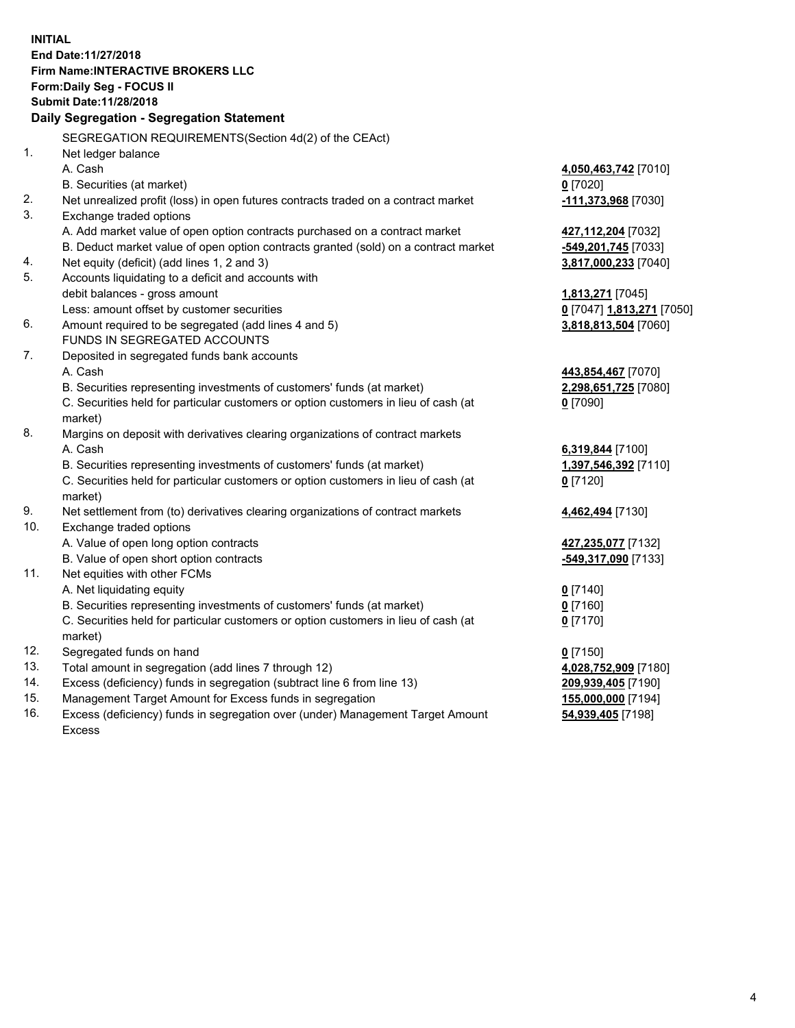**INITIAL**
**End Date:11/27/2018**
**Firm Name:INTERACTIVE BROKERS LLC**
**Form:Daily Seg - FOCUS II**
**Submit Date:11/28/2018**

### Daily Segregation - Segregation Statement

SEGREGATION REQUIREMENTS(Section 4d(2) of the CEAct)

| | | |
|---|---|---|
| 1. | Net ledger balance | |
| | A. Cash | **4,050,463,742** [7010] |
| | B. Securities (at market) | **0** [7020] |
| 2. | Net unrealized profit (loss) in open futures contracts traded on a contract market | **-111,373,968** [7030] |
| 3. | Exchange traded options | |
| | A. Add market value of open option contracts purchased on a contract market | **427,112,204** [7032] |
| | B. Deduct market value of open option contracts granted (sold) on a contract market | **-549,201,745** [7033] |
| 4. | Net equity (deficit) (add lines 1, 2 and 3) | **3,817,000,233** [7040] |
| 5. | Accounts liquidating to a deficit and accounts with debit balances - gross amount | **1,813,271** [7045] |
| | Less: amount offset by customer securities | **0** [7047] **1,813,271** [7050] |
| 6. | Amount required to be segregated (add lines 4 and 5) | **3,818,813,504** [7060] |
| | FUNDS IN SEGREGATED ACCOUNTS | |
| 7. | Deposited in segregated funds bank accounts | |
| | A. Cash | **443,854,467** [7070] |
| | B. Securities representing investments of customers' funds (at market) | **2,298,651,725** [7080] |
| | C. Securities held for particular customers or option customers in lieu of cash (at market) | **0** [7090] |
| 8. | Margins on deposit with derivatives clearing organizations of contract markets | |
| | A. Cash | **6,319,844** [7100] |
| | B. Securities representing investments of customers' funds (at market) | **1,397,546,392** [7110] |
| | C. Securities held for particular customers or option customers in lieu of cash (at market) | **0** [7120] |
| 9. | Net settlement from (to) derivatives clearing organizations of contract markets | **4,462,494** [7130] |
| 10. | Exchange traded options | |
| | A. Value of open long option contracts | **427,235,077** [7132] |
| | B. Value of open short option contracts | **-549,317,090** [7133] |
| 11. | Net equities with other FCMs | |
| | A. Net liquidating equity | **0** [7140] |
| | B. Securities representing investments of customers' funds (at market) | **0** [7160] |
| | C. Securities held for particular customers or option customers in lieu of cash (at market) | **0** [7170] |
| 12. | Segregated funds on hand | **0** [7150] |
| 13. | Total amount in segregation (add lines 7 through 12) | **4,028,752,909** [7180] |
| 14. | Excess (deficiency) funds in segregation (subtract line 6 from line 13) | **209,939,405** [7190] |
| 15. | Management Target Amount for Excess funds in segregation | **155,000,000** [7194] |
| 16. | Excess (deficiency) funds in segregation over (under) Management Target Amount Excess | **54,939,405** [7198] |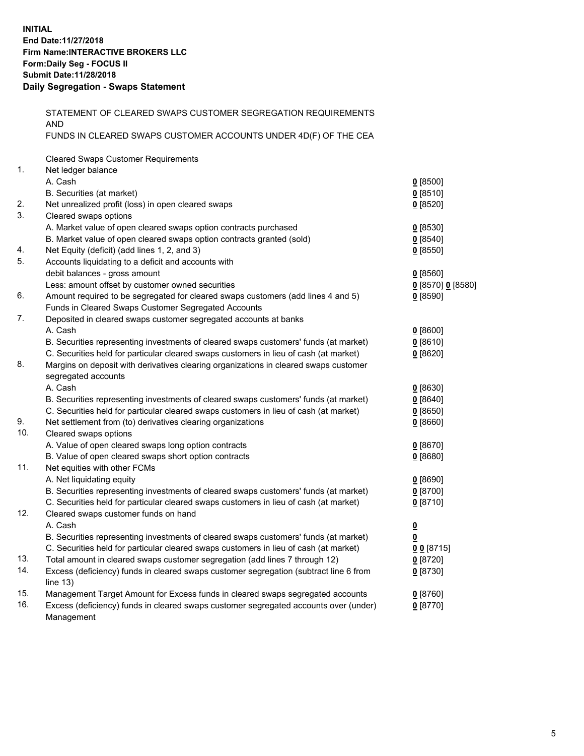**INITIAL**
**End Date:11/27/2018**
**Firm Name:INTERACTIVE BROKERS LLC**
**Form:Daily Seg - FOCUS II**
**Submit Date:11/28/2018**
**Daily Segregation - Swaps Statement**

STATEMENT OF CLEARED SWAPS CUSTOMER SEGREGATION REQUIREMENTS AND FUNDS IN CLEARED SWAPS CUSTOMER ACCOUNTS UNDER 4D(F) OF THE CEA

| | | |
|---|---|---|
| | Cleared Swaps Customer Requirements | |
| 1. | Net ledger balance | |
| | A. Cash | 0 [8500] |
| | B. Securities (at market) | 0 [8510] |
| 2. | Net unrealized profit (loss) in open cleared swaps | 0 [8520] |
| 3. | Cleared swaps options | |
| | A. Market value of open cleared swaps option contracts purchased | 0 [8530] |
| | B. Market value of open cleared swaps option contracts granted (sold) | 0 [8540] |
| 4. | Net Equity (deficit) (add lines 1, 2, and 3) | 0 [8550] |
| 5. | Accounts liquidating to a deficit and accounts with debit balances - gross amount | 0 [8560] |
| | Less: amount offset by customer owned securities | 0 [8570] 0 [8580] |
| 6. | Amount required to be segregated for cleared swaps customers (add lines 4 and 5) | 0 [8590] |
| | Funds in Cleared Swaps Customer Segregated Accounts | |
| 7. | Deposited in cleared swaps customer segregated accounts at banks | |
| | A. Cash | 0 [8600] |
| | B. Securities representing investments of cleared swaps customers' funds (at market) | 0 [8610] |
| | C. Securities held for particular cleared swaps customers in lieu of cash (at market) | 0 [8620] |
| 8. | Margins on deposit with derivatives clearing organizations in cleared swaps customer segregated accounts | |
| | A. Cash | 0 [8630] |
| | B. Securities representing investments of cleared swaps customers' funds (at market) | 0 [8640] |
| | C. Securities held for particular cleared swaps customers in lieu of cash (at market) | 0 [8650] |
| 9. | Net settlement from (to) derivatives clearing organizations | 0 [8660] |
| 10. | Cleared swaps options | |
| | A. Value of open cleared swaps long option contracts | 0 [8670] |
| | B. Value of open cleared swaps short option contracts | 0 [8680] |
| 11. | Net equities with other FCMs | |
| | A. Net liquidating equity | 0 [8690] |
| | B. Securities representing investments of cleared swaps customers' funds (at market) | 0 [8700] |
| | C. Securities held for particular cleared swaps customers in lieu of cash (at market) | 0 [8710] |
| 12. | Cleared swaps customer funds on hand | |
| | A. Cash | 0 |
| | B. Securities representing investments of cleared swaps customers' funds (at market) | 0 |
| | C. Securities held for particular cleared swaps customers in lieu of cash (at market) | 0 0 [8715] |
| 13. | Total amount in cleared swaps customer segregation (add lines 7 through 12) | 0 [8720] |
| 14. | Excess (deficiency) funds in cleared swaps customer segregation (subtract line 6 from line 13) | 0 [8730] |
| 15. | Management Target Amount for Excess funds in cleared swaps segregated accounts | 0 [8760] |
| 16. | Excess (deficiency) funds in cleared swaps customer segregated accounts over (under) Management | 0 [8770] |